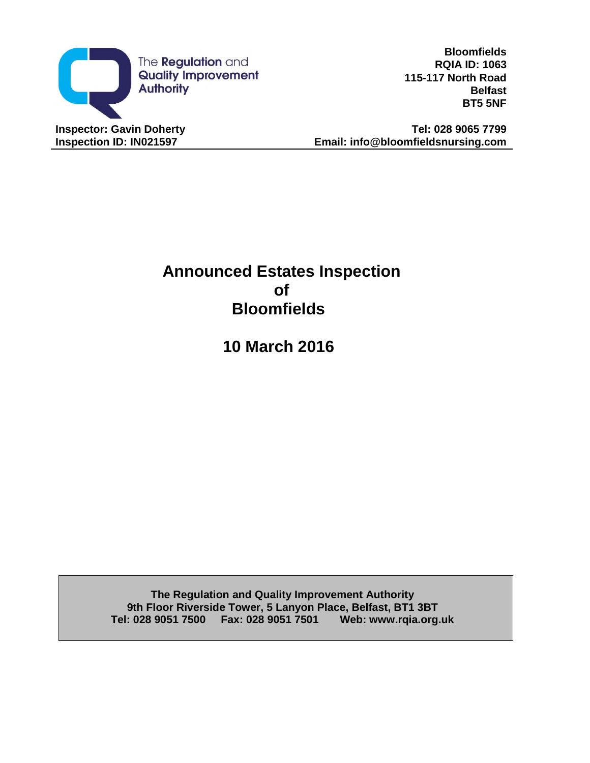The Regulation and Quality Improvement Authority

**Bloomfields**
**RQIA ID: 1063**
**115-117 North Road**
**Belfast**
**BT5 5NF**

**Inspector: Gavin Doherty**
**Inspection ID: IN021597**

**Tel: 028 9065 7799**
**Email: info@bloomfieldsnursing.com**

# Announced Estates Inspection of Bloomfields

## 10 March 2016

**The Regulation and Quality Improvement Authority**
**9th Floor Riverside Tower, 5 Lanyon Place, Belfast, BT1 3BT**
**Tel: 028 9051 7500 Fax: 028 9051 7501 Web: www.rqia.org.uk**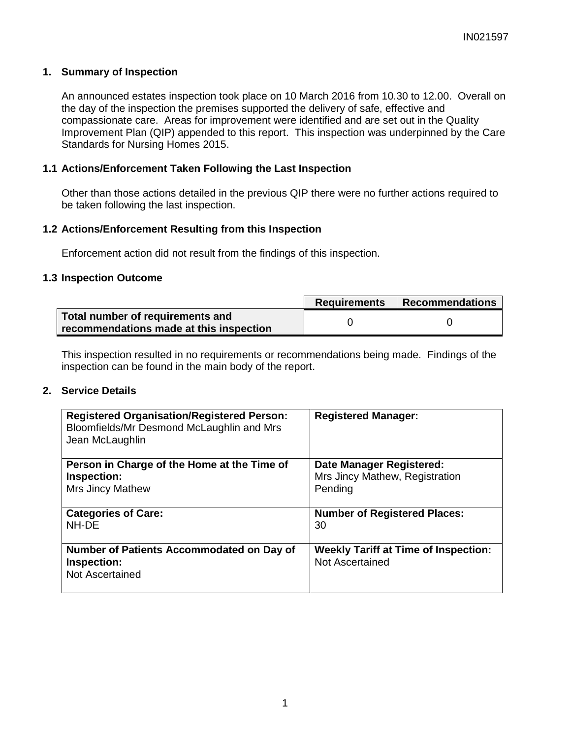## 1. Summary of Inspection

An announced estates inspection took place on 10 March 2016 from 10.30 to 12.00. Overall on the day of the inspection the premises supported the delivery of safe, effective and compassionate care. Areas for improvement were identified and are set out in the Quality Improvement Plan (QIP) appended to this report. This inspection was underpinned by the Care Standards for Nursing Homes 2015.

### 1.1 Actions/Enforcement Taken Following the Last Inspection

Other than those actions detailed in the previous QIP there were no further actions required to be taken following the last inspection.

### 1.2 Actions/Enforcement Resulting from this Inspection

Enforcement action did not result from the findings of this inspection.

### 1.3 Inspection Outcome

| | Requirements | Recommendations |
|---|---|---|
| **Total number of requirements and recommendations made at this inspection** | 0 | 0 |

This inspection resulted in no requirements or recommendations being made. Findings of the inspection can be found in the main body of the report.

## 2. Service Details

| | |
|---|---|
| **Registered Organisation/Registered Person:** Bloomfields/Mr Desmond McLaughlin and Mrs Jean McLaughlin | **Registered Manager:** |
| **Person in Charge of the Home at the Time of Inspection:** Mrs Jincy Mathew | **Date Manager Registered:** Mrs Jincy Mathew, Registration Pending |
| **Categories of Care:** NH-DE | **Number of Registered Places:** 30 |
| **Number of Patients Accommodated on Day of Inspection:** Not Ascertained | **Weekly Tariff at Time of Inspection:** Not Ascertained |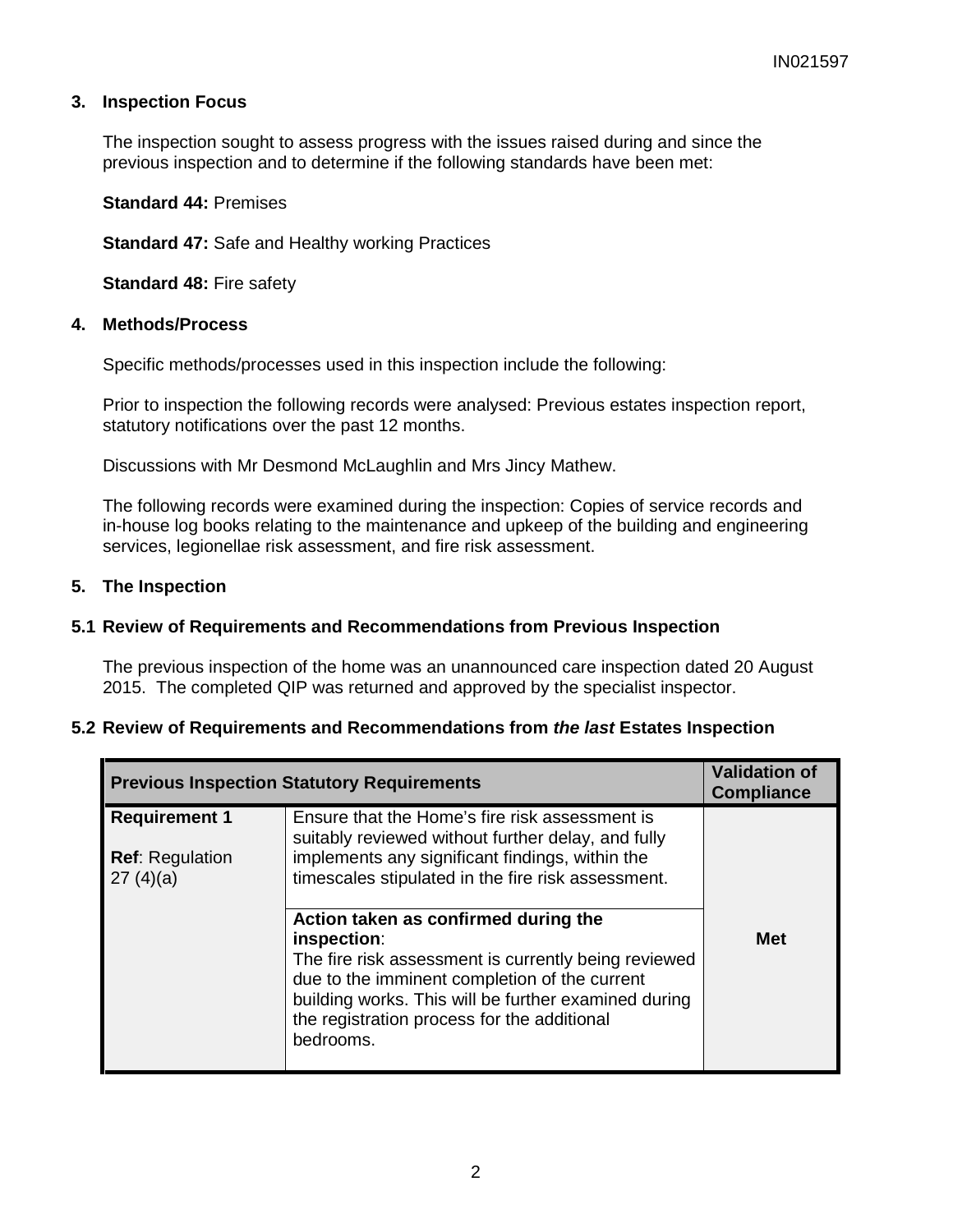## 3. Inspection Focus

The inspection sought to assess progress with the issues raised during and since the previous inspection and to determine if the following standards have been met:

**Standard 44:** Premises

**Standard 47:** Safe and Healthy working Practices

**Standard 48:** Fire safety

## 4. Methods/Process

Specific methods/processes used in this inspection include the following:

Prior to inspection the following records were analysed: Previous estates inspection report, statutory notifications over the past 12 months.

Discussions with Mr Desmond McLaughlin and Mrs Jincy Mathew.

The following records were examined during the inspection: Copies of service records and in-house log books relating to the maintenance and upkeep of the building and engineering services, legionellae risk assessment, and fire risk assessment.

## 5. The Inspection

### 5.1 Review of Requirements and Recommendations from Previous Inspection

The previous inspection of the home was an unannounced care inspection dated 20 August 2015. The completed QIP was returned and approved by the specialist inspector.

### 5.2 Review of Requirements and Recommendations from *the last* Estates Inspection

| **Previous Inspection Statutory Requirements** | | **Validation of Compliance** |
|---|---|---|
| **Requirement 1**<br><br>**Ref**: Regulation 27 (4)(a) | Ensure that the Home's fire risk assessment is suitably reviewed without further delay, and fully implements any significant findings, within the timescales stipulated in the fire risk assessment. | **Met** |
| | **Action taken as confirmed during the inspection**:<br>The fire risk assessment is currently being reviewed due to the imminent completion of the current building works. This will be further examined during the registration process for the additional bedrooms. | |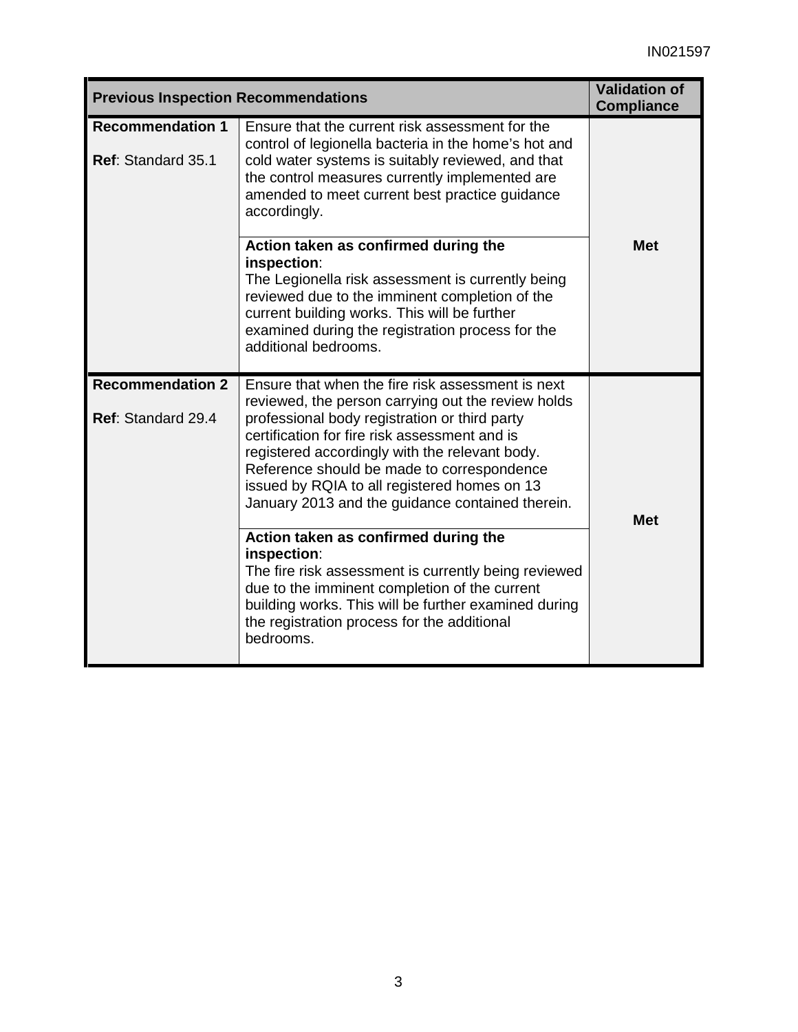| Previous Inspection Recommendations | | Validation of Compliance |
|---|---|---|
| **Recommendation 1**<br><br>**Ref**: Standard 35.1 | Ensure that the current risk assessment for the control of legionella bacteria in the home's hot and cold water systems is suitably reviewed, and that the control measures currently implemented are amended to meet current best practice guidance accordingly.<br><br>**Action taken as confirmed during the inspection**:<br>The Legionella risk assessment is currently being reviewed due to the imminent completion of the current building works. This will be further examined during the registration process for the additional bedrooms. | **Met** |
| **Recommendation 2**<br><br>**Ref**: Standard 29.4 | Ensure that when the fire risk assessment is next reviewed, the person carrying out the review holds professional body registration or third party certification for fire risk assessment and is registered accordingly with the relevant body. Reference should be made to correspondence issued by RQIA to all registered homes on 13 January 2013 and the guidance contained therein.<br><br>**Action taken as confirmed during the inspection**:<br>The fire risk assessment is currently being reviewed due to the imminent completion of the current building works. This will be further examined during the registration process for the additional bedrooms. | **Met** |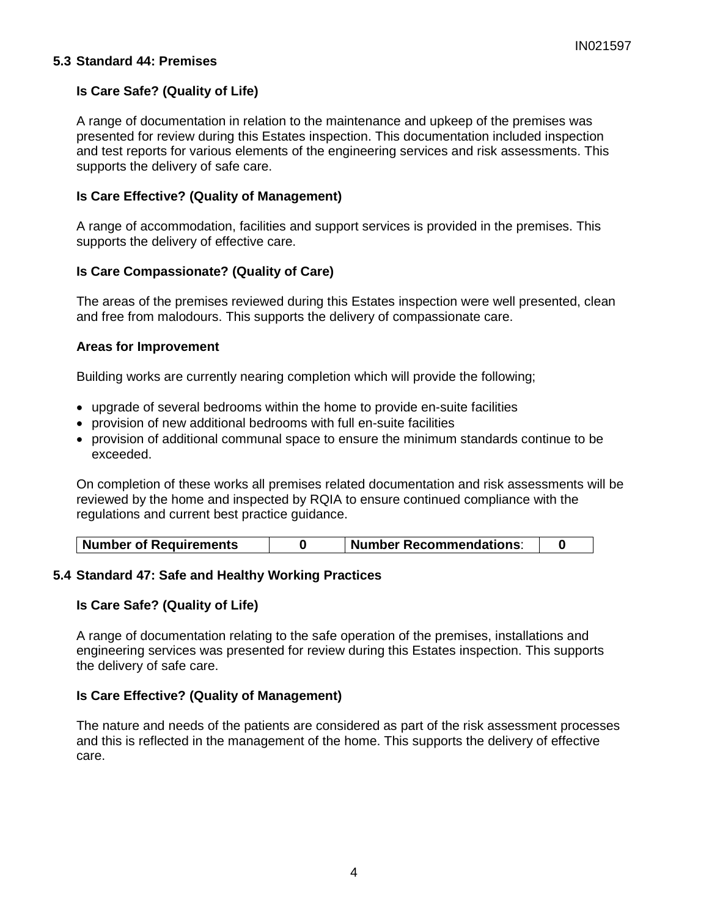### 5.3 Standard 44: Premises

**Is Care Safe? (Quality of Life)**

A range of documentation in relation to the maintenance and upkeep of the premises was presented for review during this Estates inspection. This documentation included inspection and test reports for various elements of the engineering services and risk assessments. This supports the delivery of safe care.

**Is Care Effective? (Quality of Management)**

A range of accommodation, facilities and support services is provided in the premises. This supports the delivery of effective care.

**Is Care Compassionate? (Quality of Care)**

The areas of the premises reviewed during this Estates inspection were well presented, clean and free from malodours. This supports the delivery of compassionate care.

**Areas for Improvement**

Building works are currently nearing completion which will provide the following;

- upgrade of several bedrooms within the home to provide en-suite facilities
- provision of new additional bedrooms with full en-suite facilities
- provision of additional communal space to ensure the minimum standards continue to be exceeded.

On completion of these works all premises related documentation and risk assessments will be reviewed by the home and inspected by RQIA to ensure continued compliance with the regulations and current best practice guidance.

| **Number of Requirements** | **0** | **Number Recommendations**: | **0** |
|---|---|---|---|

### 5.4 Standard 47: Safe and Healthy Working Practices

**Is Care Safe? (Quality of Life)**

A range of documentation relating to the safe operation of the premises, installations and engineering services was presented for review during this Estates inspection. This supports the delivery of safe care.

**Is Care Effective? (Quality of Management)**

The nature and needs of the patients are considered as part of the risk assessment processes and this is reflected in the management of the home. This supports the delivery of effective care.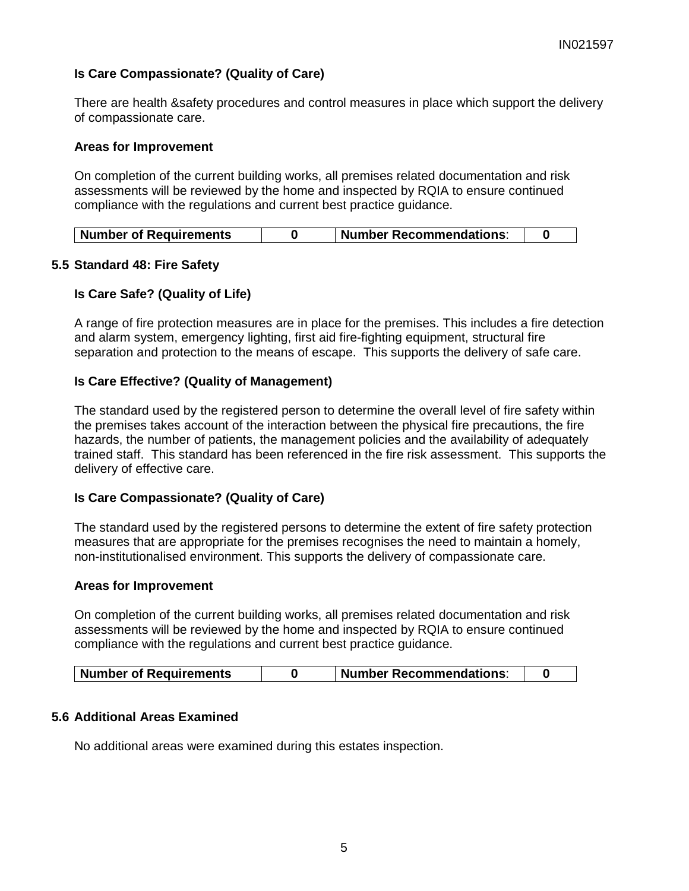**Is Care Compassionate? (Quality of Care)**

There are health &safety procedures and control measures in place which support the delivery of compassionate care.

**Areas for Improvement**

On completion of the current building works, all premises related documentation and risk assessments will be reviewed by the home and inspected by RQIA to ensure continued compliance with the regulations and current best practice guidance.

| **Number of Requirements** | **0** | **Number Recommendations**: | **0** |
|---|---|---|---|

### 5.5 Standard 48: Fire Safety

**Is Care Safe? (Quality of Life)**

A range of fire protection measures are in place for the premises. This includes a fire detection and alarm system, emergency lighting, first aid fire-fighting equipment, structural fire separation and protection to the means of escape. This supports the delivery of safe care.

**Is Care Effective? (Quality of Management)**

The standard used by the registered person to determine the overall level of fire safety within the premises takes account of the interaction between the physical fire precautions, the fire hazards, the number of patients, the management policies and the availability of adequately trained staff. This standard has been referenced in the fire risk assessment. This supports the delivery of effective care.

**Is Care Compassionate? (Quality of Care)**

The standard used by the registered persons to determine the extent of fire safety protection measures that are appropriate for the premises recognises the need to maintain a homely, non-institutionalised environment. This supports the delivery of compassionate care.

**Areas for Improvement**

On completion of the current building works, all premises related documentation and risk assessments will be reviewed by the home and inspected by RQIA to ensure continued compliance with the regulations and current best practice guidance.

| **Number of Requirements** | **0** | **Number Recommendations**: | **0** |
|---|---|---|---|

### 5.6 Additional Areas Examined

No additional areas were examined during this estates inspection.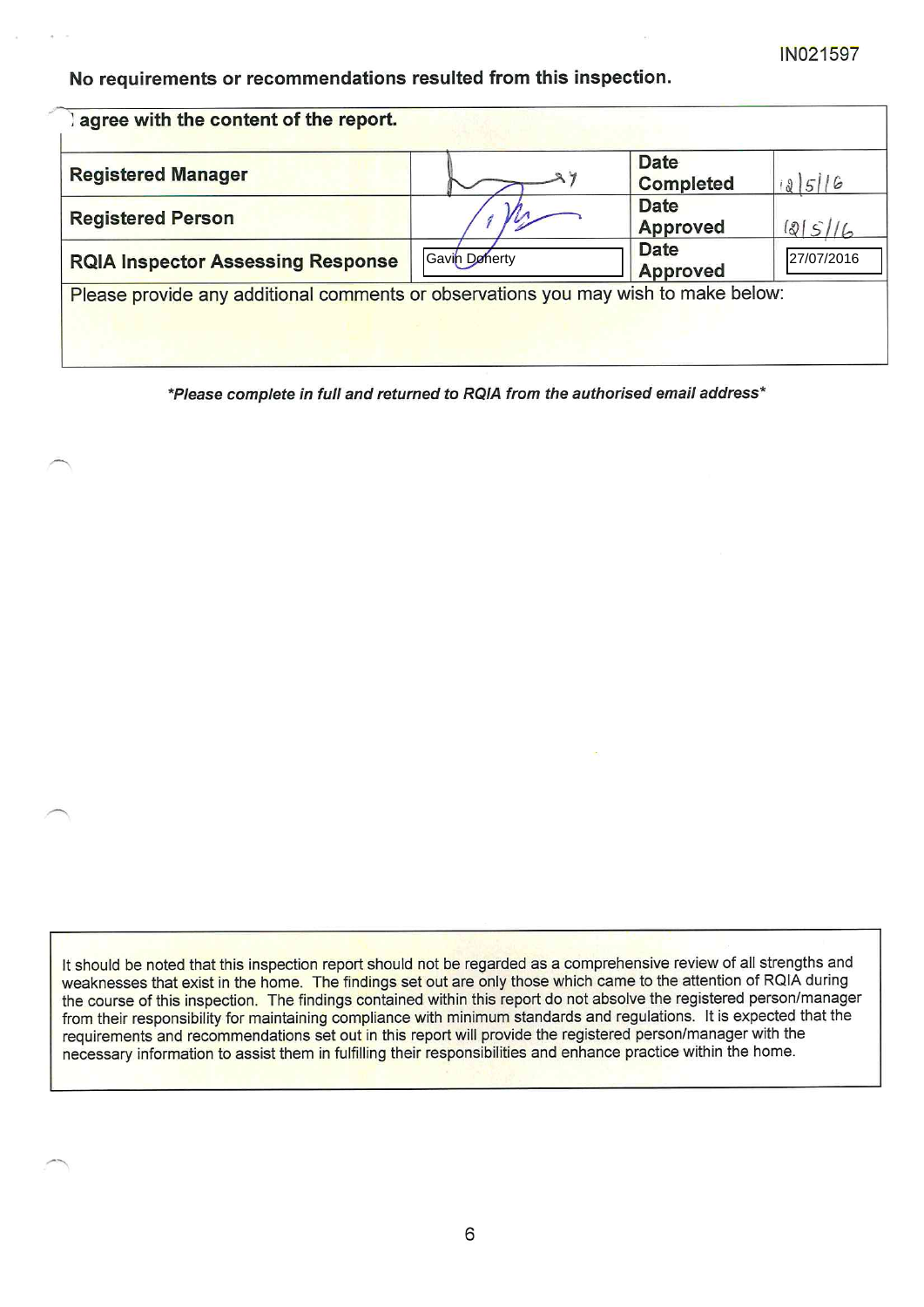**No requirements or recommendations resulted from this inspection.**

| I agree with the content of the report. | | | |
|---|---|---|---|
| **Registered Manager** | | **Date Completed** | 12/5/16 |
| **Registered Person** | | **Date Approved** | 12/5/16 |
| **RQIA Inspector Assessing Response** | Gavin Doherty | **Date Approved** | 27/07/2016 |
| Please provide any additional comments or observations you may wish to make below: | | | |

***Please complete in full and returned to RQIA from the authorised email address***

It should be noted that this inspection report should not be regarded as a comprehensive review of all strengths and weaknesses that exist in the home. The findings set out are only those which came to the attention of RQIA during the course of this inspection. The findings contained within this report do not absolve the registered person/manager from their responsibility for maintaining compliance with minimum standards and regulations. It is expected that the requirements and recommendations set out in this report will provide the registered person/manager with the necessary information to assist them in fulfilling their responsibilities and enhance practice within the home.